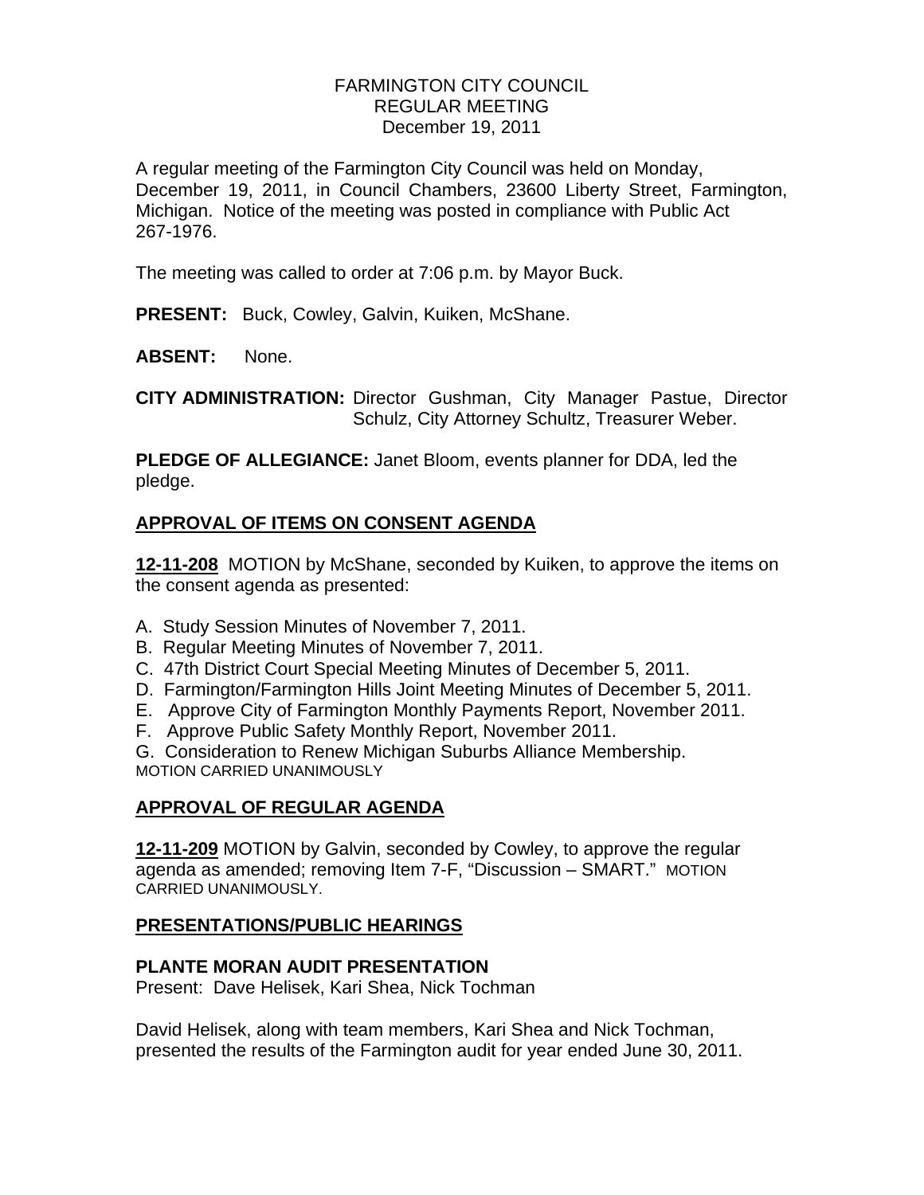# FARMINGTON CITY COUNCIL
## REGULAR MEETING
## December 19, 2011

A regular meeting of the Farmington City Council was held on Monday, December 19, 2011, in Council Chambers, 23600 Liberty Street, Farmington, Michigan. Notice of the meeting was posted in compliance with Public Act 267-1976.

The meeting was called to order at 7:06 p.m. by Mayor Buck.

**PRESENT:** Buck, Cowley, Galvin, Kuiken, McShane.

**ABSENT:** None.

**CITY ADMINISTRATION:** Director Gushman, City Manager Pastue, Director Schulz, City Attorney Schultz, Treasurer Weber.

**PLEDGE OF ALLEGIANCE:** Janet Bloom, events planner for DDA, led the pledge.

## APPROVAL OF ITEMS ON CONSENT AGENDA

**12-11-208** MOTION by McShane, seconded by Kuiken, to approve the items on the consent agenda as presented:

A. Study Session Minutes of November 7, 2011.
B. Regular Meeting Minutes of November 7, 2011.
C. 47th District Court Special Meeting Minutes of December 5, 2011.
D. Farmington/Farmington Hills Joint Meeting Minutes of December 5, 2011.
E. Approve City of Farmington Monthly Payments Report, November 2011.
F. Approve Public Safety Monthly Report, November 2011.
G. Consideration to Renew Michigan Suburbs Alliance Membership.

MOTION CARRIED UNANIMOUSLY

## APPROVAL OF REGULAR AGENDA

**12-11-209** MOTION by Galvin, seconded by Cowley, to approve the regular agenda as amended; removing Item 7-F, "Discussion – SMART." MOTION CARRIED UNANIMOUSLY.

## PRESENTATIONS/PUBLIC HEARINGS

### PLANTE MORAN AUDIT PRESENTATION

Present: Dave Helisek, Kari Shea, Nick Tochman

David Helisek, along with team members, Kari Shea and Nick Tochman, presented the results of the Farmington audit for year ended June 30, 2011.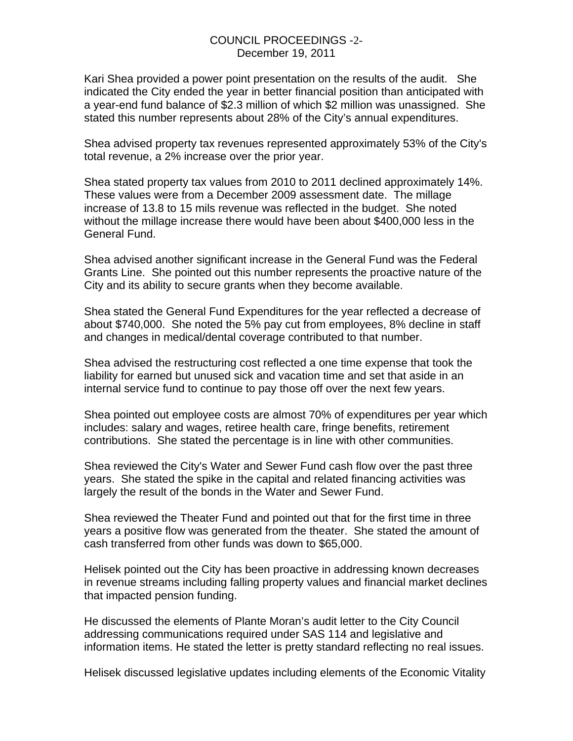Kari Shea provided a power point presentation on the results of the audit. She indicated the City ended the year in better financial position than anticipated with a year-end fund balance of $2.3 million of which $2 million was unassigned. She stated this number represents about 28% of the City's annual expenditures.

Shea advised property tax revenues represented approximately 53% of the City's total revenue, a 2% increase over the prior year.

Shea stated property tax values from 2010 to 2011 declined approximately 14%. These values were from a December 2009 assessment date. The millage increase of 13.8 to 15 mils revenue was reflected in the budget. She noted without the millage increase there would have been about $400,000 less in the General Fund.

Shea advised another significant increase in the General Fund was the Federal Grants Line. She pointed out this number represents the proactive nature of the City and its ability to secure grants when they become available.

Shea stated the General Fund Expenditures for the year reflected a decrease of about $740,000. She noted the 5% pay cut from employees, 8% decline in staff and changes in medical/dental coverage contributed to that number.

Shea advised the restructuring cost reflected a one time expense that took the liability for earned but unused sick and vacation time and set that aside in an internal service fund to continue to pay those off over the next few years.

Shea pointed out employee costs are almost 70% of expenditures per year which includes: salary and wages, retiree health care, fringe benefits, retirement contributions. She stated the percentage is in line with other communities.

Shea reviewed the City's Water and Sewer Fund cash flow over the past three years. She stated the spike in the capital and related financing activities was largely the result of the bonds in the Water and Sewer Fund.

Shea reviewed the Theater Fund and pointed out that for the first time in three years a positive flow was generated from the theater. She stated the amount of cash transferred from other funds was down to $65,000.

Helisek pointed out the City has been proactive in addressing known decreases in revenue streams including falling property values and financial market declines that impacted pension funding.

He discussed the elements of Plante Moran's audit letter to the City Council addressing communications required under SAS 114 and legislative and information items. He stated the letter is pretty standard reflecting no real issues.

Helisek discussed legislative updates including elements of the Economic Vitality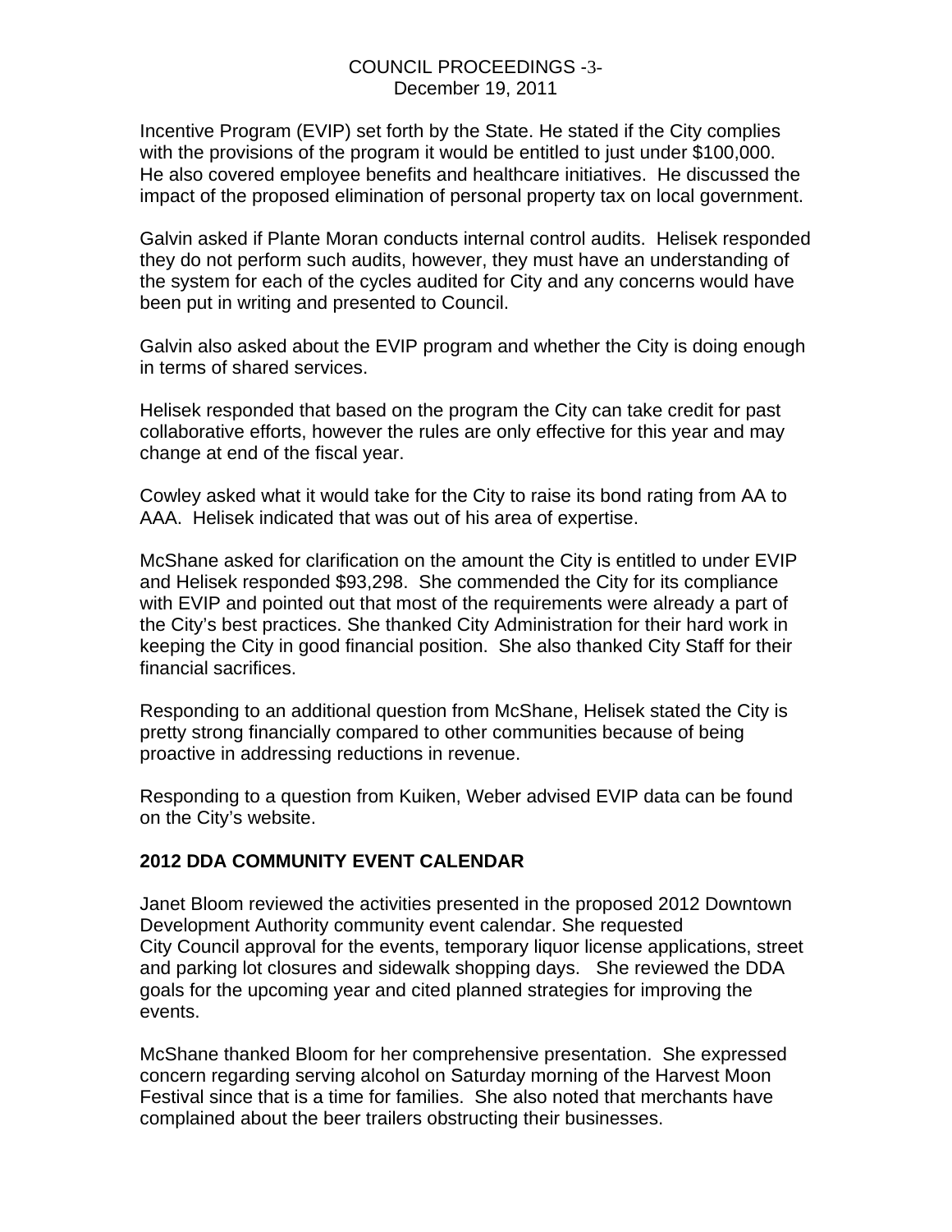Incentive Program (EVIP) set forth by the State. He stated if the City complies with the provisions of the program it would be entitled to just under $100,000. He also covered employee benefits and healthcare initiatives. He discussed the impact of the proposed elimination of personal property tax on local government.

Galvin asked if Plante Moran conducts internal control audits. Helisek responded they do not perform such audits, however, they must have an understanding of the system for each of the cycles audited for City and any concerns would have been put in writing and presented to Council.

Galvin also asked about the EVIP program and whether the City is doing enough in terms of shared services.

Helisek responded that based on the program the City can take credit for past collaborative efforts, however the rules are only effective for this year and may change at end of the fiscal year.

Cowley asked what it would take for the City to raise its bond rating from AA to AAA. Helisek indicated that was out of his area of expertise.

McShane asked for clarification on the amount the City is entitled to under EVIP and Helisek responded $93,298. She commended the City for its compliance with EVIP and pointed out that most of the requirements were already a part of the City's best practices. She thanked City Administration for their hard work in keeping the City in good financial position. She also thanked City Staff for their financial sacrifices.

Responding to an additional question from McShane, Helisek stated the City is pretty strong financially compared to other communities because of being proactive in addressing reductions in revenue.

Responding to a question from Kuiken, Weber advised EVIP data can be found on the City's website.

## 2012 DDA COMMUNITY EVENT CALENDAR

Janet Bloom reviewed the activities presented in the proposed 2012 Downtown Development Authority community event calendar. She requested City Council approval for the events, temporary liquor license applications, street and parking lot closures and sidewalk shopping days. She reviewed the DDA goals for the upcoming year and cited planned strategies for improving the events.

McShane thanked Bloom for her comprehensive presentation. She expressed concern regarding serving alcohol on Saturday morning of the Harvest Moon Festival since that is a time for families. She also noted that merchants have complained about the beer trailers obstructing their businesses.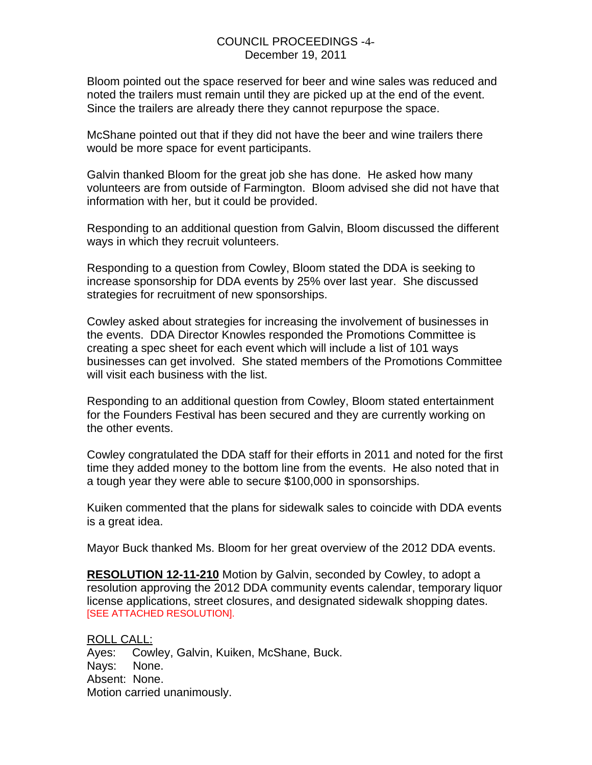Bloom pointed out the space reserved for beer and wine sales was reduced and noted the trailers must remain until they are picked up at the end of the event. Since the trailers are already there they cannot repurpose the space.

McShane pointed out that if they did not have the beer and wine trailers there would be more space for event participants.

Galvin thanked Bloom for the great job she has done. He asked how many volunteers are from outside of Farmington. Bloom advised she did not have that information with her, but it could be provided.

Responding to an additional question from Galvin, Bloom discussed the different ways in which they recruit volunteers.

Responding to a question from Cowley, Bloom stated the DDA is seeking to increase sponsorship for DDA events by 25% over last year. She discussed strategies for recruitment of new sponsorships.

Cowley asked about strategies for increasing the involvement of businesses in the events. DDA Director Knowles responded the Promotions Committee is creating a spec sheet for each event which will include a list of 101 ways businesses can get involved. She stated members of the Promotions Committee will visit each business with the list.

Responding to an additional question from Cowley, Bloom stated entertainment for the Founders Festival has been secured and they are currently working on the other events.

Cowley congratulated the DDA staff for their efforts in 2011 and noted for the first time they added money to the bottom line from the events. He also noted that in a tough year they were able to secure $100,000 in sponsorships.

Kuiken commented that the plans for sidewalk sales to coincide with DDA events is a great idea.

Mayor Buck thanked Ms. Bloom for her great overview of the 2012 DDA events.

**RESOLUTION 12-11-210** Motion by Galvin, seconded by Cowley, to adopt a resolution approving the 2012 DDA community events calendar, temporary liquor license applications, street closures, and designated sidewalk shopping dates. [SEE ATTACHED RESOLUTION].

ROLL CALL:
Ayes: Cowley, Galvin, Kuiken, McShane, Buck.
Nays: None.
Absent: None.
Motion carried unanimously.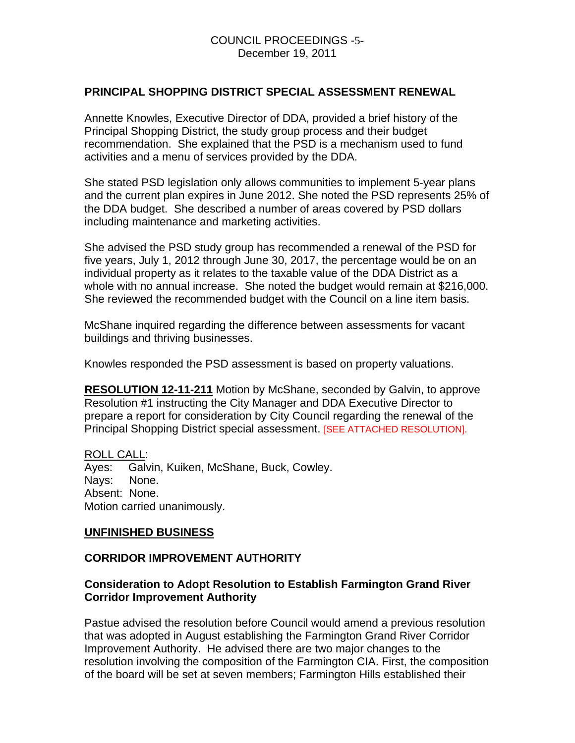## PRINCIPAL SHOPPING DISTRICT SPECIAL ASSESSMENT RENEWAL

Annette Knowles, Executive Director of DDA, provided a brief history of the Principal Shopping District, the study group process and their budget recommendation. She explained that the PSD is a mechanism used to fund activities and a menu of services provided by the DDA.

She stated PSD legislation only allows communities to implement 5-year plans and the current plan expires in June 2012. She noted the PSD represents 25% of the DDA budget. She described a number of areas covered by PSD dollars including maintenance and marketing activities.

She advised the PSD study group has recommended a renewal of the PSD for five years, July 1, 2012 through June 30, 2017, the percentage would be on an individual property as it relates to the taxable value of the DDA District as a whole with no annual increase. She noted the budget would remain at $216,000. She reviewed the recommended budget with the Council on a line item basis.

McShane inquired regarding the difference between assessments for vacant buildings and thriving businesses.

Knowles responded the PSD assessment is based on property valuations.

**RESOLUTION 12-11-211** Motion by McShane, seconded by Galvin, to approve Resolution #1 instructing the City Manager and DDA Executive Director to prepare a report for consideration by City Council regarding the renewal of the Principal Shopping District special assessment. [SEE ATTACHED RESOLUTION].

ROLL CALL:
Ayes: Galvin, Kuiken, McShane, Buck, Cowley.
Nays: None.
Absent: None.
Motion carried unanimously.

## UNFINISHED BUSINESS

### CORRIDOR IMPROVEMENT AUTHORITY

#### Consideration to Adopt Resolution to Establish Farmington Grand River Corridor Improvement Authority

Pastue advised the resolution before Council would amend a previous resolution that was adopted in August establishing the Farmington Grand River Corridor Improvement Authority. He advised there are two major changes to the resolution involving the composition of the Farmington CIA. First, the composition of the board will be set at seven members; Farmington Hills established their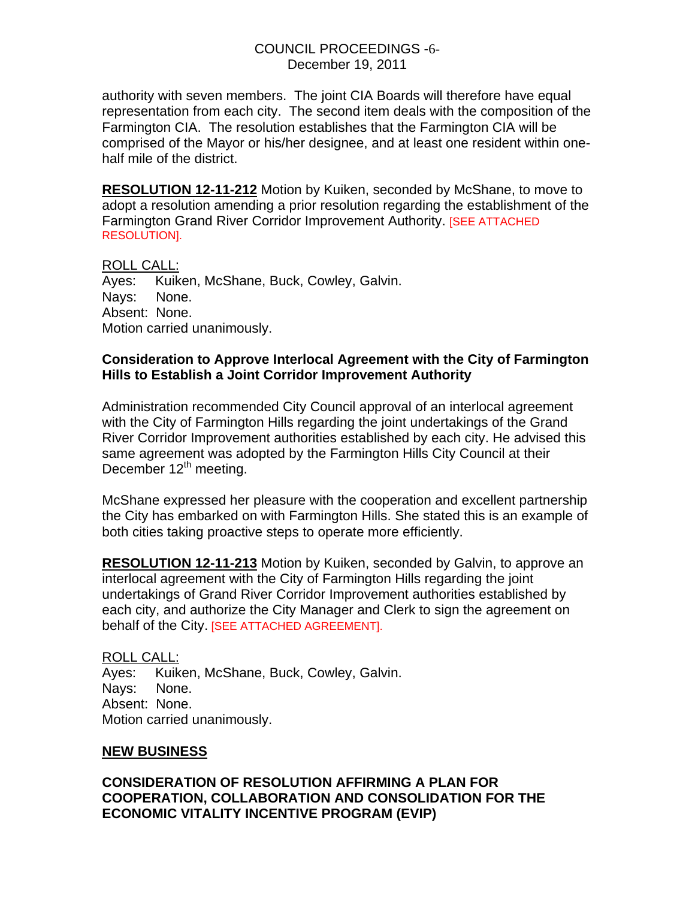authority with seven members. The joint CIA Boards will therefore have equal representation from each city. The second item deals with the composition of the Farmington CIA. The resolution establishes that the Farmington CIA will be comprised of the Mayor or his/her designee, and at least one resident within one-half mile of the district.

**RESOLUTION 12-11-212** Motion by Kuiken, seconded by McShane, to move to adopt a resolution amending a prior resolution regarding the establishment of the Farmington Grand River Corridor Improvement Authority. [SEE ATTACHED RESOLUTION].

ROLL CALL:
Ayes: Kuiken, McShane, Buck, Cowley, Galvin.
Nays: None.
Absent: None.
Motion carried unanimously.

**Consideration to Approve Interlocal Agreement with the City of Farmington Hills to Establish a Joint Corridor Improvement Authority**

Administration recommended City Council approval of an interlocal agreement with the City of Farmington Hills regarding the joint undertakings of the Grand River Corridor Improvement authorities established by each city. He advised this same agreement was adopted by the Farmington Hills City Council at their December 12th meeting.

McShane expressed her pleasure with the cooperation and excellent partnership the City has embarked on with Farmington Hills. She stated this is an example of both cities taking proactive steps to operate more efficiently.

**RESOLUTION 12-11-213** Motion by Kuiken, seconded by Galvin, to approve an interlocal agreement with the City of Farmington Hills regarding the joint undertakings of Grand River Corridor Improvement authorities established by each city, and authorize the City Manager and Clerk to sign the agreement on behalf of the City. [SEE ATTACHED AGREEMENT].

ROLL CALL:
Ayes: Kuiken, McShane, Buck, Cowley, Galvin.
Nays: None.
Absent: None.
Motion carried unanimously.

**NEW BUSINESS**

**CONSIDERATION OF RESOLUTION AFFIRMING A PLAN FOR COOPERATION, COLLABORATION AND CONSOLIDATION FOR THE ECONOMIC VITALITY INCENTIVE PROGRAM (EVIP)**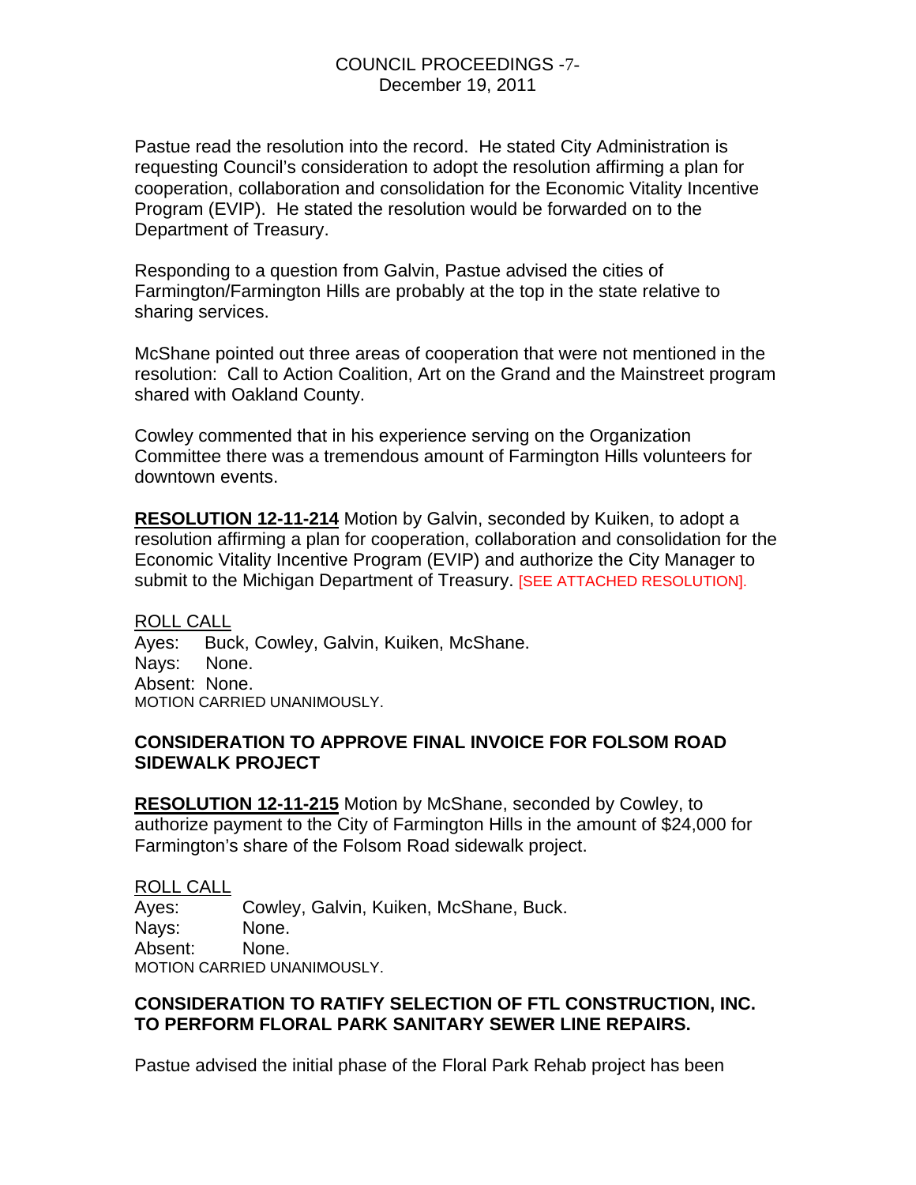Pastue read the resolution into the record. He stated City Administration is requesting Council's consideration to adopt the resolution affirming a plan for cooperation, collaboration and consolidation for the Economic Vitality Incentive Program (EVIP). He stated the resolution would be forwarded on to the Department of Treasury.

Responding to a question from Galvin, Pastue advised the cities of Farmington/Farmington Hills are probably at the top in the state relative to sharing services.

McShane pointed out three areas of cooperation that were not mentioned in the resolution: Call to Action Coalition, Art on the Grand and the Mainstreet program shared with Oakland County.

Cowley commented that in his experience serving on the Organization Committee there was a tremendous amount of Farmington Hills volunteers for downtown events.

**RESOLUTION 12-11-214** Motion by Galvin, seconded by Kuiken, to adopt a resolution affirming a plan for cooperation, collaboration and consolidation for the Economic Vitality Incentive Program (EVIP) and authorize the City Manager to submit to the Michigan Department of Treasury. [SEE ATTACHED RESOLUTION].

ROLL CALL
Ayes: Buck, Cowley, Galvin, Kuiken, McShane.
Nays: None.
Absent: None.
MOTION CARRIED UNANIMOUSLY.

**CONSIDERATION TO APPROVE FINAL INVOICE FOR FOLSOM ROAD SIDEWALK PROJECT**

**RESOLUTION 12-11-215** Motion by McShane, seconded by Cowley, to authorize payment to the City of Farmington Hills in the amount of $24,000 for Farmington's share of the Folsom Road sidewalk project.

ROLL CALL
Ayes: Cowley, Galvin, Kuiken, McShane, Buck.
Nays: None.
Absent: None.
MOTION CARRIED UNANIMOUSLY.

**CONSIDERATION TO RATIFY SELECTION OF FTL CONSTRUCTION, INC. TO PERFORM FLORAL PARK SANITARY SEWER LINE REPAIRS.**

Pastue advised the initial phase of the Floral Park Rehab project has been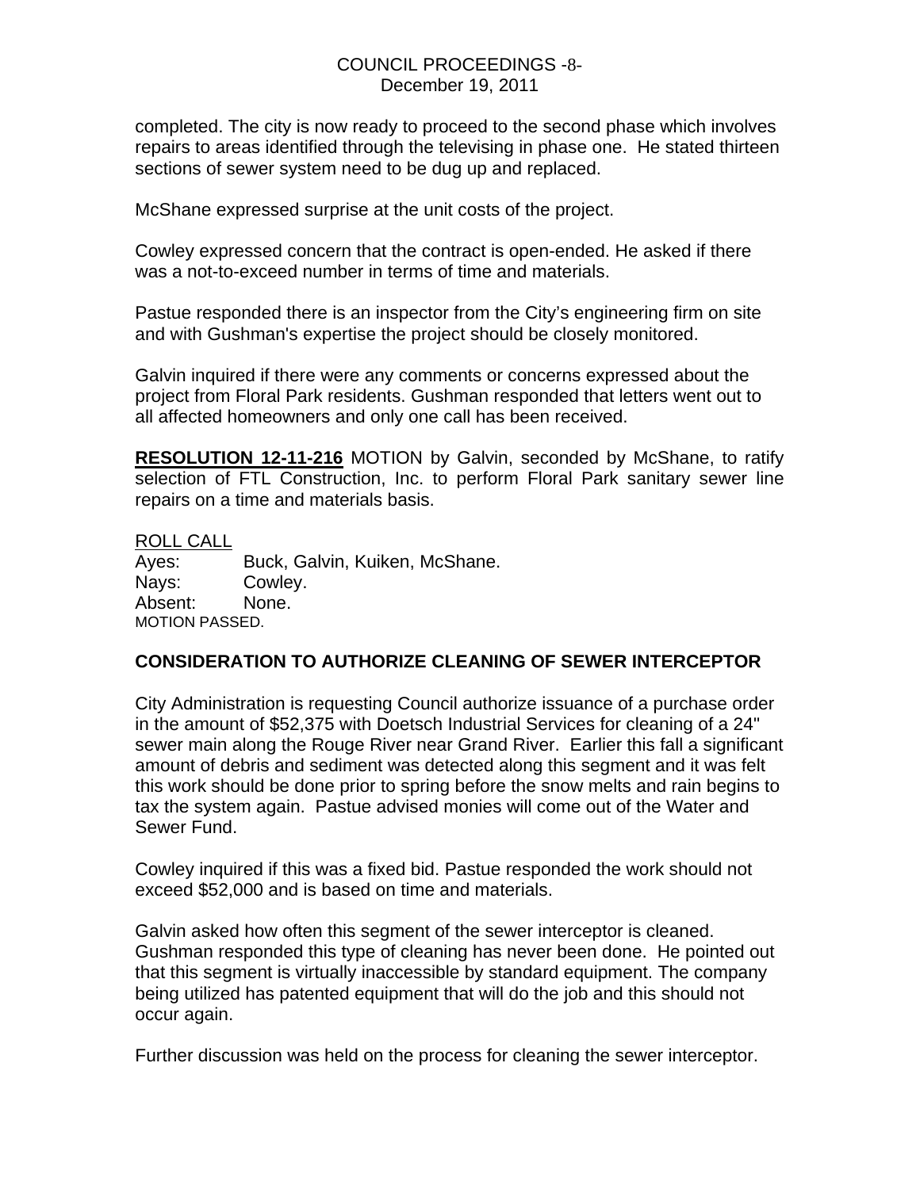completed. The city is now ready to proceed to the second phase which involves repairs to areas identified through the televising in phase one. He stated thirteen sections of sewer system need to be dug up and replaced.

McShane expressed surprise at the unit costs of the project.

Cowley expressed concern that the contract is open-ended. He asked if there was a not-to-exceed number in terms of time and materials.

Pastue responded there is an inspector from the City's engineering firm on site and with Gushman's expertise the project should be closely monitored.

Galvin inquired if there were any comments or concerns expressed about the project from Floral Park residents. Gushman responded that letters went out to all affected homeowners and only one call has been received.

**RESOLUTION 12-11-216** MOTION by Galvin, seconded by McShane, to ratify selection of FTL Construction, Inc. to perform Floral Park sanitary sewer line repairs on a time and materials basis.

ROLL CALL
Ayes: Buck, Galvin, Kuiken, McShane.
Nays: Cowley.
Absent: None.
MOTION PASSED.

**CONSIDERATION TO AUTHORIZE CLEANING OF SEWER INTERCEPTOR**

City Administration is requesting Council authorize issuance of a purchase order in the amount of $52,375 with Doetsch Industrial Services for cleaning of a 24" sewer main along the Rouge River near Grand River. Earlier this fall a significant amount of debris and sediment was detected along this segment and it was felt this work should be done prior to spring before the snow melts and rain begins to tax the system again. Pastue advised monies will come out of the Water and Sewer Fund.

Cowley inquired if this was a fixed bid. Pastue responded the work should not exceed $52,000 and is based on time and materials.

Galvin asked how often this segment of the sewer interceptor is cleaned. Gushman responded this type of cleaning has never been done. He pointed out that this segment is virtually inaccessible by standard equipment. The company being utilized has patented equipment that will do the job and this should not occur again.

Further discussion was held on the process for cleaning the sewer interceptor.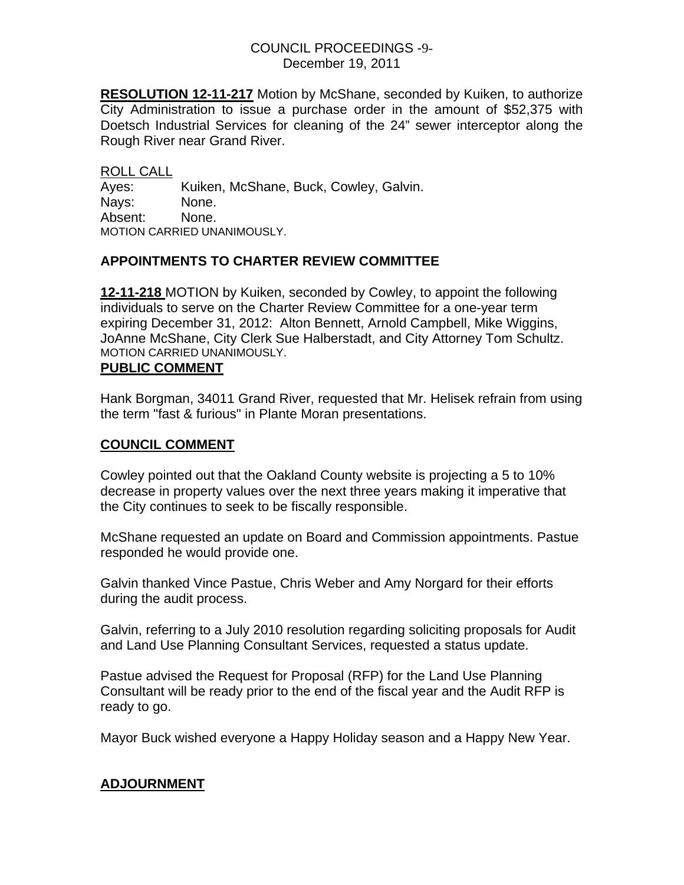**RESOLUTION 12-11-217** Motion by McShane, seconded by Kuiken, to authorize City Administration to issue a purchase order in the amount of $52,375 with Doetsch Industrial Services for cleaning of the 24" sewer interceptor along the Rough River near Grand River.

ROLL CALL
Ayes: Kuiken, McShane, Buck, Cowley, Galvin.
Nays: None.
Absent: None.
MOTION CARRIED UNANIMOUSLY.

## APPOINTMENTS TO CHARTER REVIEW COMMITTEE

**12-11-218** MOTION by Kuiken, seconded by Cowley, to appoint the following individuals to serve on the Charter Review Committee for a one-year term expiring December 31, 2012: Alton Bennett, Arnold Campbell, Mike Wiggins, JoAnne McShane, City Clerk Sue Halberstadt, and City Attorney Tom Schultz.
MOTION CARRIED UNANIMOUSLY.

## PUBLIC COMMENT

Hank Borgman, 34011 Grand River, requested that Mr. Helisek refrain from using the term "fast & furious" in Plante Moran presentations.

## COUNCIL COMMENT

Cowley pointed out that the Oakland County website is projecting a 5 to 10% decrease in property values over the next three years making it imperative that the City continues to seek to be fiscally responsible.

McShane requested an update on Board and Commission appointments. Pastue responded he would provide one.

Galvin thanked Vince Pastue, Chris Weber and Amy Norgard for their efforts during the audit process.

Galvin, referring to a July 2010 resolution regarding soliciting proposals for Audit and Land Use Planning Consultant Services, requested a status update.

Pastue advised the Request for Proposal (RFP) for the Land Use Planning Consultant will be ready prior to the end of the fiscal year and the Audit RFP is ready to go.

Mayor Buck wished everyone a Happy Holiday season and a Happy New Year.

## ADJOURNMENT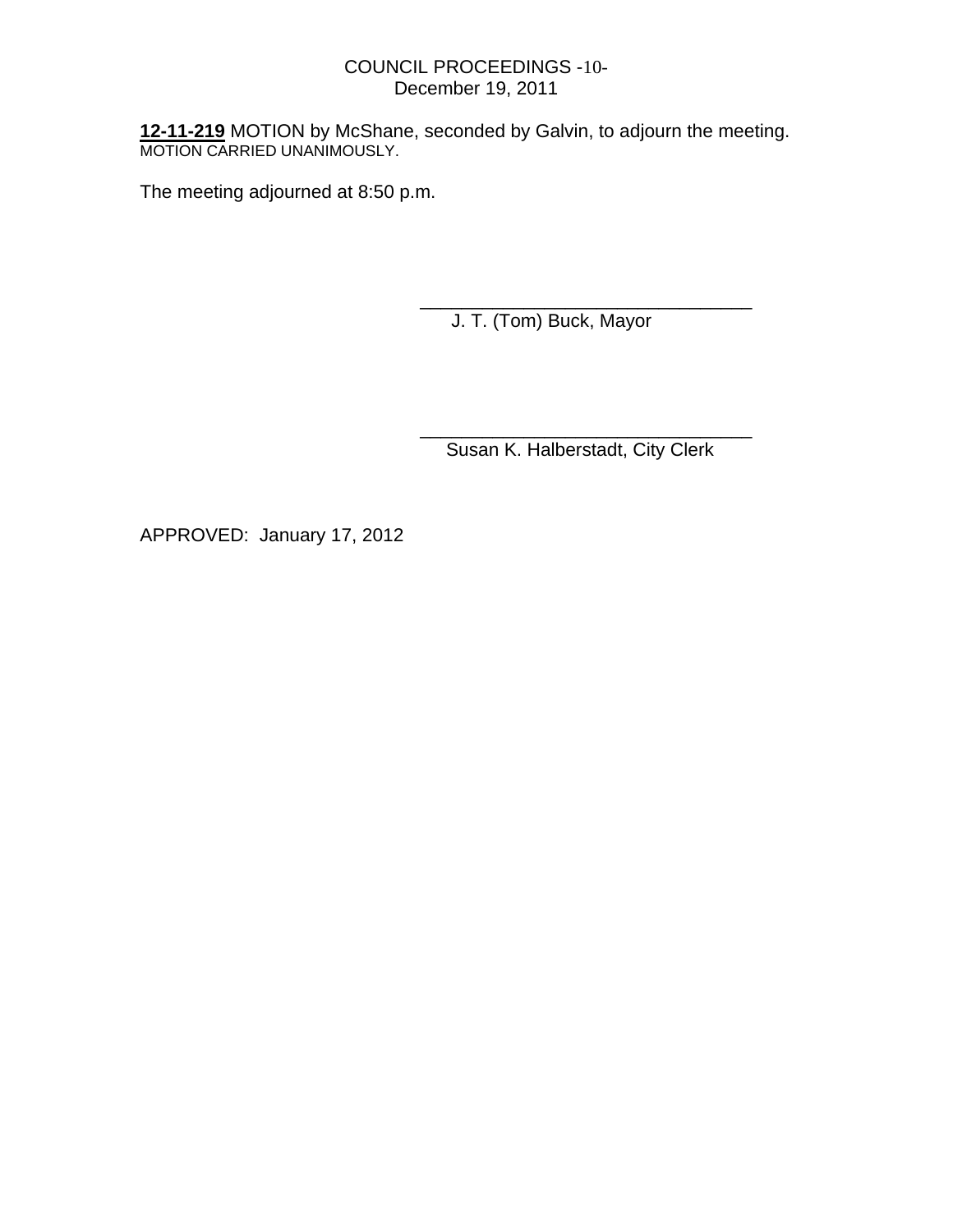**12-11-219** MOTION by McShane, seconded by Galvin, to adjourn the meeting.
MOTION CARRIED UNANIMOUSLY.

The meeting adjourned at 8:50 p.m.

\_\_\_\_\_\_\_\_\_\_\_\_\_\_\_\_\_\_\_\_\_\_\_\_\_\_\_\_\_\_\_\_
J. T. (Tom) Buck, Mayor

\_\_\_\_\_\_\_\_\_\_\_\_\_\_\_\_\_\_\_\_\_\_\_\_\_\_\_\_\_\_\_\_
Susan K. Halberstadt, City Clerk

APPROVED: January 17, 2012